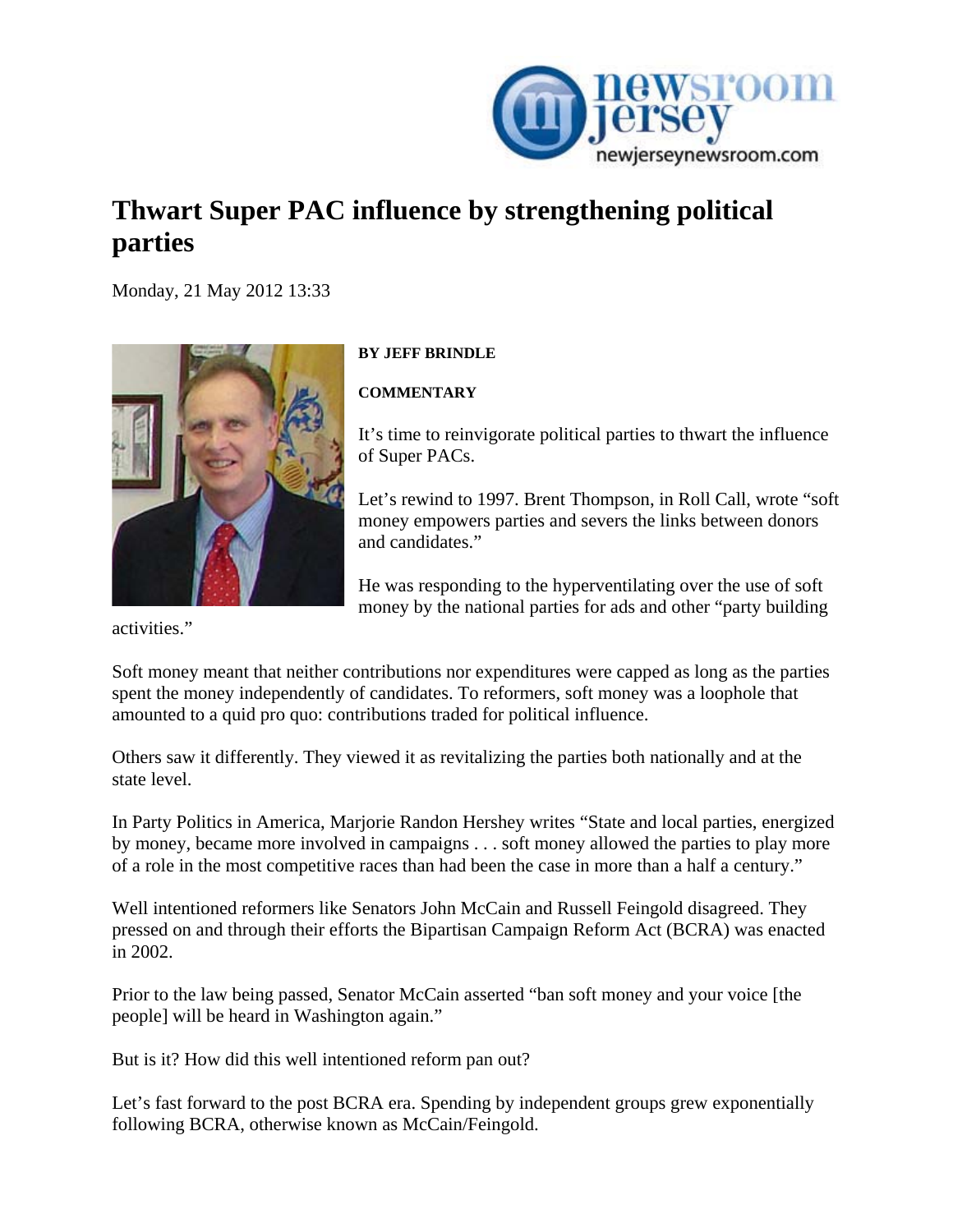# Thwart Super PAC influence by strengthening political parties

Monday, 21 May 2012 13:33

**BY JEFF BRINDLE**

**COMMENTARY**

It's time to reinvigorate political parties to thwart the influence of Super PACs.

Let's rewind to 1997. Brent Thompson, in Roll Call, wrote "soft money empowers parties and severs the links between donors and candidates."

He was responding to the hyperventilating over the use of soft money by the national parties for ads and other "party building activities."

Soft money meant that neither contributions nor expenditures were capped as long as the parties spent the money independently of candidates. To reformers, soft money was a loophole that amounted to a quid pro quo: contributions traded for political influence.

Others saw it differently. They viewed it as revitalizing the parties both nationally and at the state level.

In Party Politics in America, Marjorie Randon Hershey writes "State and local parties, energized by money, became more involved in campaigns . . . soft money allowed the parties to play more of a role in the most competitive races than had been the case in more than a half a century."

Well intentioned reformers like Senators John McCain and Russell Feingold disagreed. They pressed on and through their efforts the Bipartisan Campaign Reform Act (BCRA) was enacted in 2002.

Prior to the law being passed, Senator McCain asserted "ban soft money and your voice [the people] will be heard in Washington again."

But is it? How did this well intentioned reform pan out?

Let's fast forward to the post BCRA era. Spending by independent groups grew exponentially following BCRA, otherwise known as McCain/Feingold.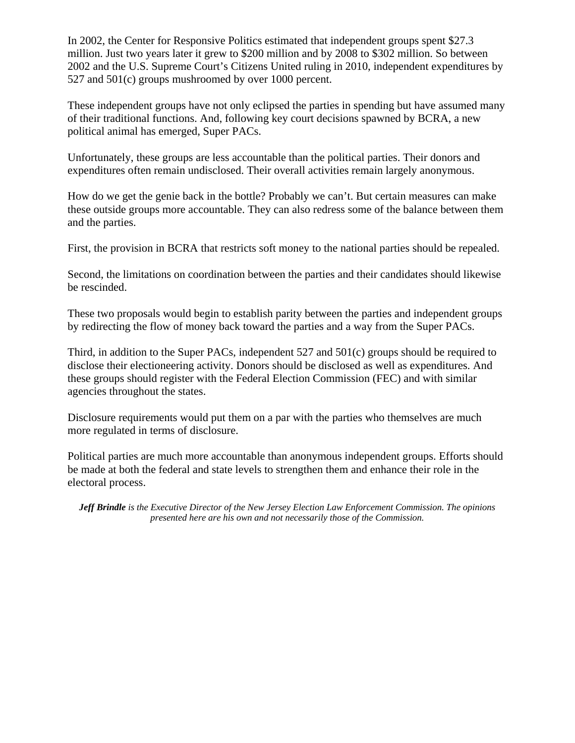In 2002, the Center for Responsive Politics estimated that independent groups spent $27.3 million. Just two years later it grew to $200 million and by 2008 to $302 million. So between 2002 and the U.S. Supreme Court's Citizens United ruling in 2010, independent expenditures by 527 and 501(c) groups mushroomed by over 1000 percent.

These independent groups have not only eclipsed the parties in spending but have assumed many of their traditional functions. And, following key court decisions spawned by BCRA, a new political animal has emerged, Super PACs.

Unfortunately, these groups are less accountable than the political parties. Their donors and expenditures often remain undisclosed. Their overall activities remain largely anonymous.

How do we get the genie back in the bottle? Probably we can't. But certain measures can make these outside groups more accountable. They can also redress some of the balance between them and the parties.

First, the provision in BCRA that restricts soft money to the national parties should be repealed.

Second, the limitations on coordination between the parties and their candidates should likewise be rescinded.

These two proposals would begin to establish parity between the parties and independent groups by redirecting the flow of money back toward the parties and a way from the Super PACs.

Third, in addition to the Super PACs, independent 527 and 501(c) groups should be required to disclose their electioneering activity. Donors should be disclosed as well as expenditures. And these groups should register with the Federal Election Commission (FEC) and with similar agencies throughout the states.

Disclosure requirements would put them on a par with the parties who themselves are much more regulated in terms of disclosure.

Political parties are much more accountable than anonymous independent groups. Efforts should be made at both the federal and state levels to strengthen them and enhance their role in the electoral process.

***Jeff Brindle** is the Executive Director of the New Jersey Election Law Enforcement Commission. The opinions presented here are his own and not necessarily those of the Commission.*